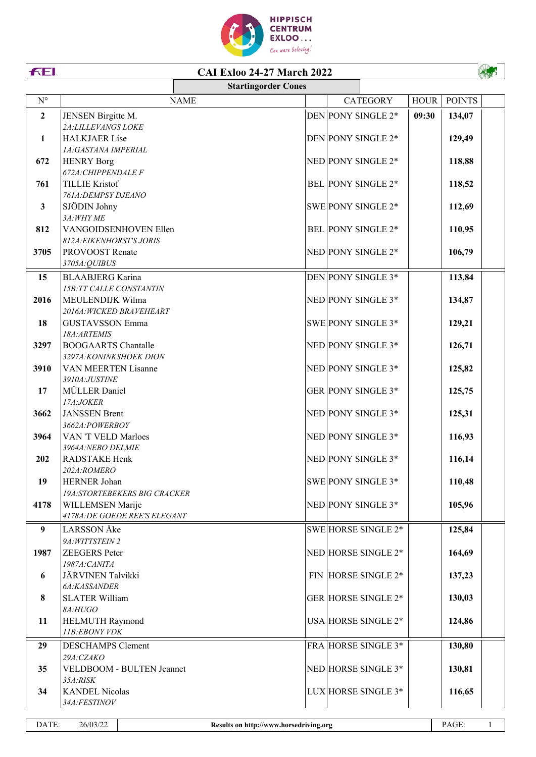# CAI Exloo 24-27 March 2022

## Startingorder Cones

| N° | NAME | | CATEGORY | HOUR | POINTS |
|---|---|---|---|---|---|
| **2** | JENSEN Birgitte M.<br>*2A:LILLEVANGS LOKE* | DEN | PONY SINGLE 2* | **09:30** | **134,07** |
| **1** | HALKJAER Lise<br>*1A:GASTANA IMPERIAL* | DEN | PONY SINGLE 2* | | **129,49** |
| **672** | HENRY Borg<br>*672A:CHIPPENDALE F* | NED | PONY SINGLE 2* | | **118,88** |
| **761** | TILLIE Kristof<br>*761A:DEMPSY DJEANO* | BEL | PONY SINGLE 2* | | **118,52** |
| **3** | SJÖDIN Johny<br>*3A:WHY ME* | SWE | PONY SINGLE 2* | | **112,69** |
| **812** | VANGOIDSENHOVEN Ellen<br>*812A:EIKENHORST'S JORIS* | BEL | PONY SINGLE 2* | | **110,95** |
| **3705** | PROVOOST Renate<br>*3705A:QUIBUS* | NED | PONY SINGLE 2* | | **106,79** |
| **15** | BLAABJERG Karina<br>*15B:TT CALLE CONSTANTIN* | DEN | PONY SINGLE 3* | | **113,84** |
| **2016** | MEULENDIJK Wilma<br>*2016A:WICKED BRAVEHEART* | NED | PONY SINGLE 3* | | **134,87** |
| **18** | GUSTAVSSON Emma<br>*18A:ARTEMIS* | SWE | PONY SINGLE 3* | | **129,21** |
| **3297** | BOOGAARTS Chantalle<br>*3297A:KONINKSHOEK DION* | NED | PONY SINGLE 3* | | **126,71** |
| **3910** | VAN MEERTEN Lisanne<br>*3910A:JUSTINE* | NED | PONY SINGLE 3* | | **125,82** |
| **17** | MÜLLER Daniel<br>*17A:JOKER* | GER | PONY SINGLE 3* | | **125,75** |
| **3662** | JANSSEN Brent<br>*3662A:POWERBOY* | NED | PONY SINGLE 3* | | **125,31** |
| **3964** | VAN 'T VELD Marloes<br>*3964A:NEBO DELMIE* | NED | PONY SINGLE 3* | | **116,93** |
| **202** | RADSTAKE Henk<br>*202A:ROMERO* | NED | PONY SINGLE 3* | | **116,14** |
| **19** | HERNER Johan<br>*19A:STORTEBEKERS BIG CRACKER* | SWE | PONY SINGLE 3* | | **110,48** |
| **4178** | WILLEMSEN Marije<br>*4178A:DE GOEDE REE'S ELEGANT* | NED | PONY SINGLE 3* | | **105,96** |
| **9** | LARSSON Åke<br>*9A:WITTSTEIN 2* | SWE | HORSE SINGLE 2* | | **125,84** |
| **1987** | ZEEGERS Peter<br>*1987A:CANITA* | NED | HORSE SINGLE 2* | | **164,69** |
| **6** | JÄRVINEN Talvikki<br>*6A:KASSANDER* | FIN | HORSE SINGLE 2* | | **137,23** |
| **8** | SLATER William<br>*8A:HUGO* | GER | HORSE SINGLE 2* | | **130,03** |
| **11** | HELMUTH Raymond<br>*11B:EBONY VDK* | USA | HORSE SINGLE 2* | | **124,86** |
| **29** | DESCHAMPS Clement<br>*29A:CZAKO* | FRA | HORSE SINGLE 3* | | **130,80** |
| **35** | VELDBOOM - BULTEN Jeannet<br>*35A:RISK* | NED | HORSE SINGLE 3* | | **130,81** |
| **34** | KANDEL Nicolas<br>*34A:FESTINOV* | LUX | HORSE SINGLE 3* | | **116,65** |

DATE: 26/03/22 — Results on http://www.horsedriving.org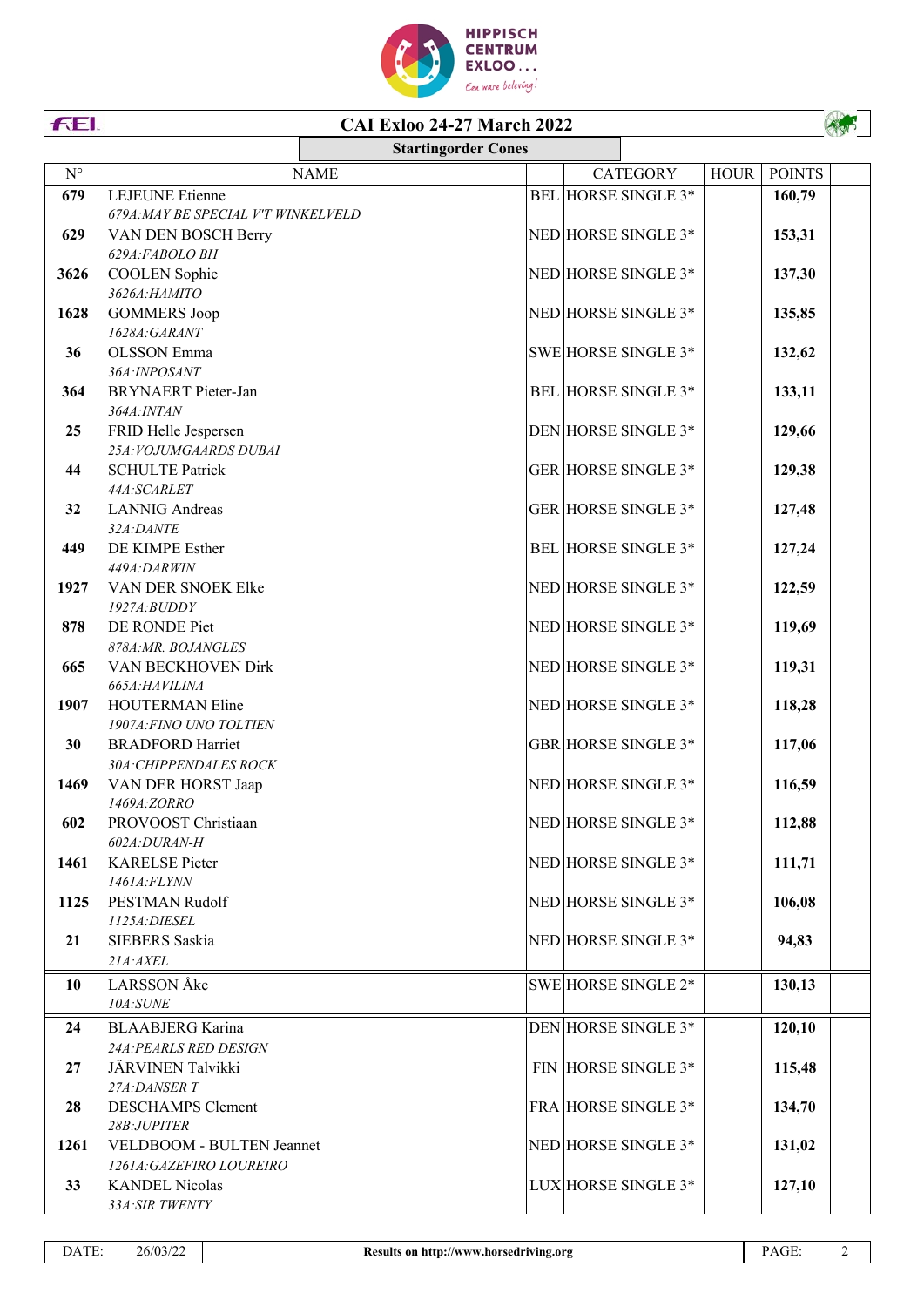# CAI Exloo 24-27 March 2022

## Startingorder Cones

| N° | NAME | | CATEGORY | HOUR | POINTS |
|---|---|---|---|---|---|
| 679 | LEJEUNE Etienne<br>*679A:MAY BE SPECIAL V'T WINKELVELD* | BEL | HORSE SINGLE 3* | | 160,79 |
| 629 | VAN DEN BOSCH Berry<br>*629A:FABOLO BH* | NED | HORSE SINGLE 3* | | 153,31 |
| 3626 | COOLEN Sophie<br>*3626A:HAMITO* | NED | HORSE SINGLE 3* | | 137,30 |
| 1628 | GOMMERS Joop<br>*1628A:GARANT* | NED | HORSE SINGLE 3* | | 135,85 |
| 36 | OLSSON Emma<br>*36A:INPOSANT* | SWE | HORSE SINGLE 3* | | 132,62 |
| 364 | BRYNAERT Pieter-Jan<br>*364A:INTAN* | BEL | HORSE SINGLE 3* | | 133,11 |
| 25 | FRID Helle Jespersen<br>*25A:VOJUMGAARDS DUBAI* | DEN | HORSE SINGLE 3* | | 129,66 |
| 44 | SCHULTE Patrick<br>*44A:SCARLET* | GER | HORSE SINGLE 3* | | 129,38 |
| 32 | LANNIG Andreas<br>*32A:DANTE* | GER | HORSE SINGLE 3* | | 127,48 |
| 449 | DE KIMPE Esther<br>*449A:DARWIN* | BEL | HORSE SINGLE 3* | | 127,24 |
| 1927 | VAN DER SNOEK Elke<br>*1927A:BUDDY* | NED | HORSE SINGLE 3* | | 122,59 |
| 878 | DE RONDE Piet<br>*878A:MR. BOJANGLES* | NED | HORSE SINGLE 3* | | 119,69 |
| 665 | VAN BECKHOVEN Dirk<br>*665A:HAVILINA* | NED | HORSE SINGLE 3* | | 119,31 |
| 1907 | HOUTERMAN Eline<br>*1907A:FINO UNO TOLTIEN* | NED | HORSE SINGLE 3* | | 118,28 |
| 30 | BRADFORD Harriet<br>*30A:CHIPPENDALES ROCK* | GBR | HORSE SINGLE 3* | | 117,06 |
| 1469 | VAN DER HORST Jaap<br>*1469A:ZORRO* | NED | HORSE SINGLE 3* | | 116,59 |
| 602 | PROVOOST Christiaan<br>*602A:DURAN-H* | NED | HORSE SINGLE 3* | | 112,88 |
| 1461 | KARELSE Pieter<br>*1461A:FLYNN* | NED | HORSE SINGLE 3* | | 111,71 |
| 1125 | PESTMAN Rudolf<br>*1125A:DIESEL* | NED | HORSE SINGLE 3* | | 106,08 |
| 21 | SIEBERS Saskia<br>*21A:AXEL* | NED | HORSE SINGLE 3* | | 94,83 |
| 10 | LARSSON Åke<br>*10A:SUNE* | SWE | HORSE SINGLE 2* | | 130,13 |
| 24 | BLAABJERG Karina<br>*24A:PEARLS RED DESIGN* | DEN | HORSE SINGLE 3* | | 120,10 |
| 27 | JÄRVINEN Talvikki<br>*27A:DANSER T* | FIN | HORSE SINGLE 3* | | 115,48 |
| 28 | DESCHAMPS Clement<br>*28B:JUPITER* | FRA | HORSE SINGLE 3* | | 134,70 |
| 1261 | VELDBOOM - BULTEN Jeannet<br>*1261A:GAZEFIRO LOUREIRO* | NED | HORSE SINGLE 3* | | 131,02 |
| 33 | KANDEL Nicolas<br>*33A:SIR TWENTY* | LUX | HORSE SINGLE 3* | | 127,10 |

DATE: 26/03/22 — Results on http://www.horsedriving.org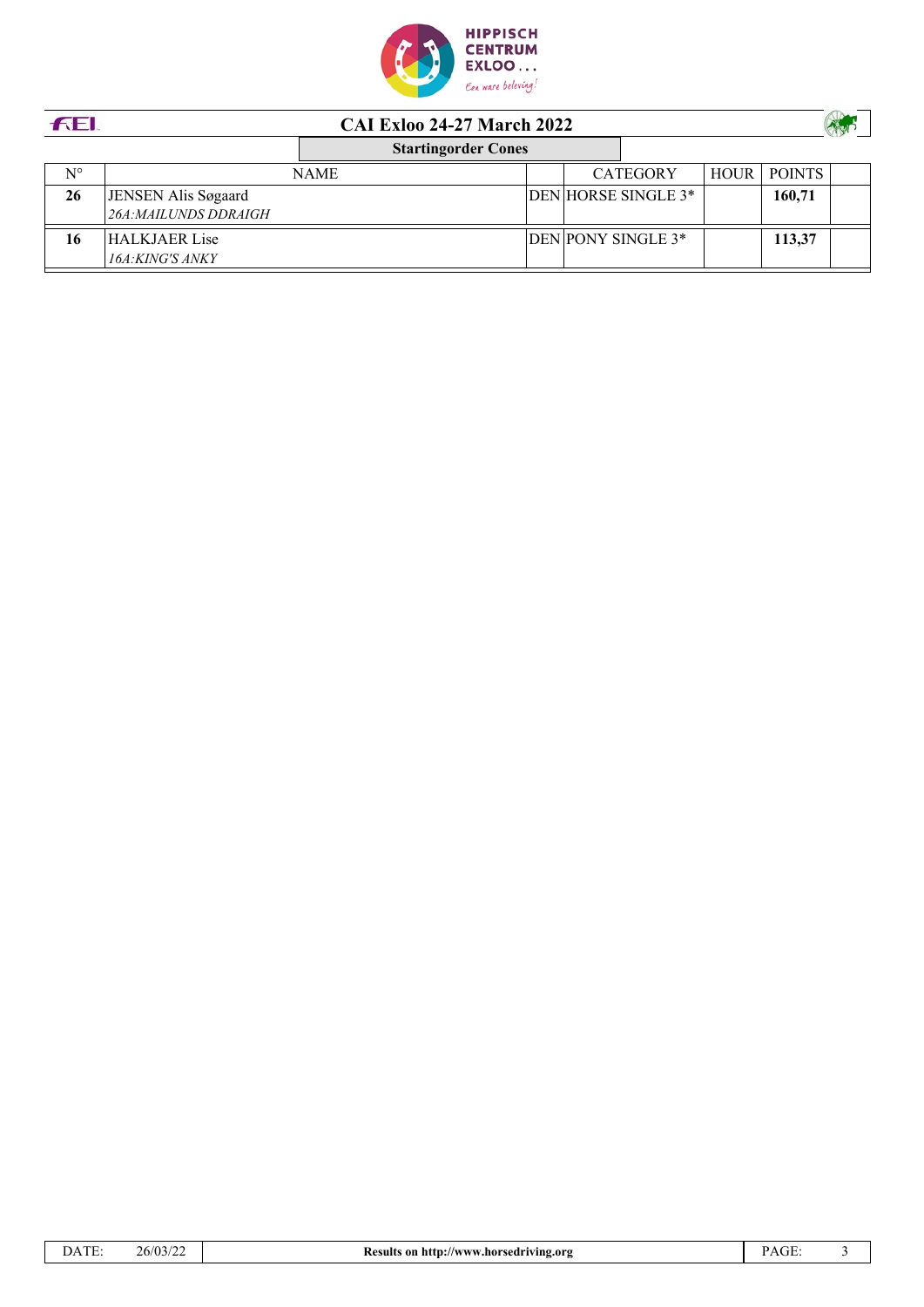# CAI Exloo 24-27 March 2022

## Startingorder Cones

| N° | NAME | | CATEGORY | HOUR | POINTS | |
|---|---|---|---|---|---|---|
| **26** | JENSEN Alis Søgaard<br>*26A:MAILUNDS DDRAIGH* | DEN | HORSE SINGLE 3* | | **160,71** | |
| **16** | HALKJAER Lise<br>*16A:KING'S ANKY* | DEN | PONY SINGLE 3* | | **113,37** | |

DATE: 26/03/22 | **Results on http://www.horsedriving.org**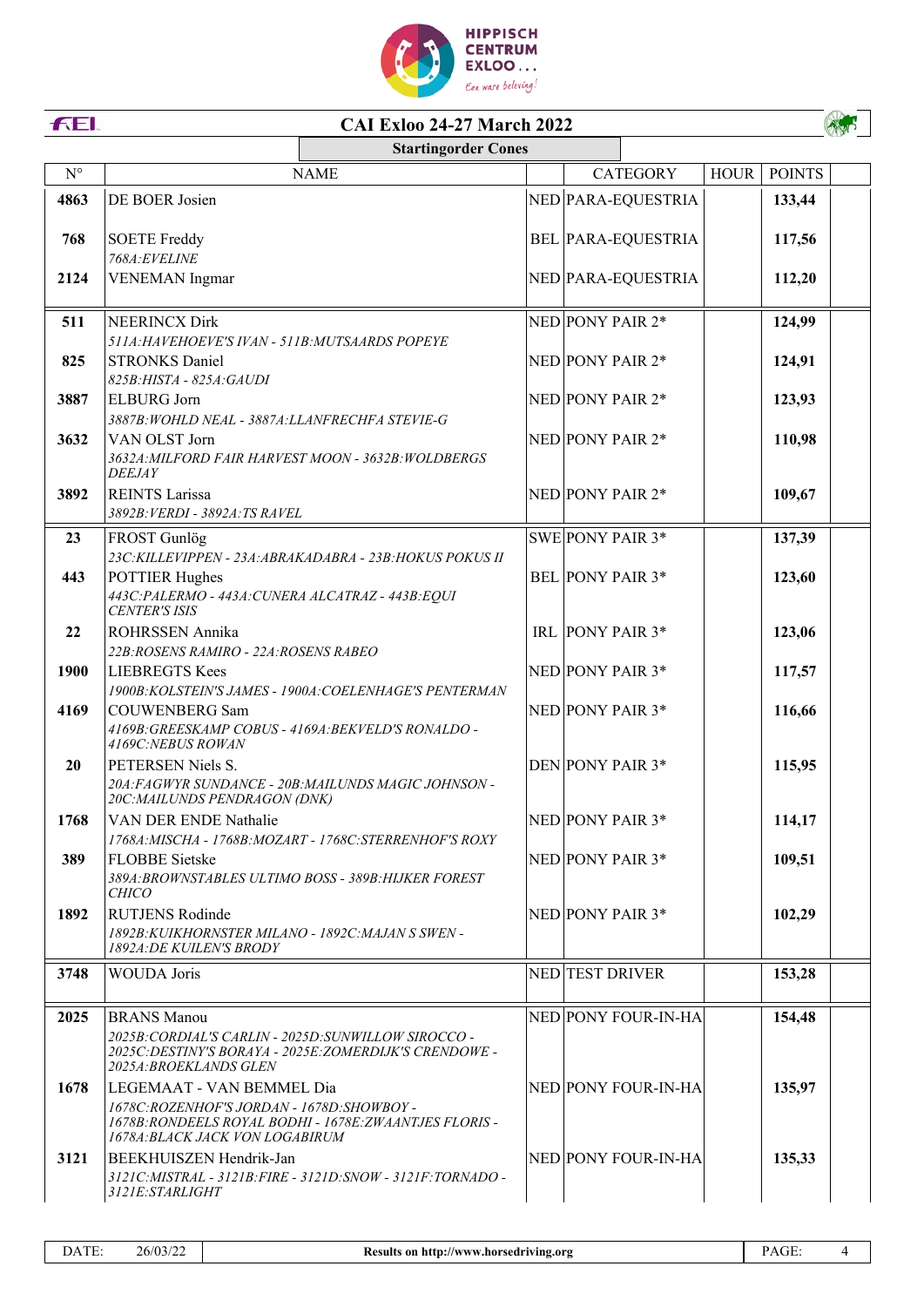# CAI Exloo 24-27 March 2022

## Startingorder Cones

| N° | NAME | | CATEGORY | HOUR | POINTS |
|---|---|---|---|---|---|
| 4863 | DE BOER Josien | NED | PARA-EQUESTRIA | | 133,44 |
| 768 | SOETE Freddy<br>*768A:EVELINE* | BEL | PARA-EQUESTRIA | | 117,56 |
| 2124 | VENEMAN Ingmar | NED | PARA-EQUESTRIA | | 112,20 |
| 511 | NEERINCX Dirk<br>*511A:HAVEHOEVE'S IVAN - 511B:MUTSAARDS POPEYE* | NED | PONY PAIR 2* | | 124,99 |
| 825 | STRONKS Daniel<br>*825B:HISTA - 825A:GAUDI* | NED | PONY PAIR 2* | | 124,91 |
| 3887 | ELBURG Jorn<br>*3887B:WOHLD NEAL - 3887A:LLANFRECHFA STEVIE-G* | NED | PONY PAIR 2* | | 123,93 |
| 3632 | VAN OLST Jorn<br>*3632A:MILFORD FAIR HARVEST MOON - 3632B:WOLDBERGS DEEJAY* | NED | PONY PAIR 2* | | 110,98 |
| 3892 | REINTS Larissa<br>*3892B:VERDI - 3892A:TS RAVEL* | NED | PONY PAIR 2* | | 109,67 |
| 23 | FROST Gunlög<br>*23C:KILLEVIPPEN - 23A:ABRAKADABRA - 23B:HOKUS POKUS II* | SWE | PONY PAIR 3* | | 137,39 |
| 443 | POTTIER Hughes<br>*443C:PALERMO - 443A:CUNERA ALCATRAZ - 443B:EQUI CENTER'S ISIS* | BEL | PONY PAIR 3* | | 123,60 |
| 22 | ROHRSSEN Annika<br>*22B:ROSENS RAMIRO - 22A:ROSENS RABEO* | IRL | PONY PAIR 3* | | 123,06 |
| 1900 | LIEBREGTS Kees<br>*1900B:KOLSTEIN'S JAMES - 1900A:COELENHAGE'S PENTERMAN* | NED | PONY PAIR 3* | | 117,57 |
| 4169 | COUWENBERG Sam<br>*4169B:GREESKAMP COBUS - 4169A:BEKVELD'S RONALDO - 4169C:NEBUS ROWAN* | NED | PONY PAIR 3* | | 116,66 |
| 20 | PETERSEN Niels S.<br>*20A:FAGWYR SUNDANCE - 20B:MAILUNDS MAGIC JOHNSON - 20C:MAILUNDS PENDRAGON (DNK)* | DEN | PONY PAIR 3* | | 115,95 |
| 1768 | VAN DER ENDE Nathalie<br>*1768A:MISCHA - 1768B:MOZART - 1768C:STERRENHOF'S ROXY* | NED | PONY PAIR 3* | | 114,17 |
| 389 | FLOBBE Sietske<br>*389A:BROWNSTABLES ULTIMO BOSS - 389B:HIJKER FOREST CHICO* | NED | PONY PAIR 3* | | 109,51 |
| 1892 | RUTJENS Rodinde<br>*1892B:KUIKHORNSTER MILANO - 1892C:MAJAN S SWEN - 1892A:DE KUILEN'S BRODY* | NED | PONY PAIR 3* | | 102,29 |
| 3748 | WOUDA Joris | NED | TEST DRIVER | | 153,28 |
| 2025 | BRANS Manou<br>*2025B:CORDIAL'S CARLIN - 2025D:SUNWILLOW SIROCCO - 2025C:DESTINY'S BORAYA - 2025E:ZOMERDIJK'S CRENDOWE - 2025A:BROEKLANDS GLEN* | NED | PONY FOUR-IN-HA | | 154,48 |
| 1678 | LEGEMAAT - VAN BEMMEL Dia<br>*1678C:ROZENHOF'S JORDAN - 1678D:SHOWBOY - 1678B:RONDEELS ROYAL BODHI - 1678E:ZWAANTJES FLORIS - 1678A:BLACK JACK VON LOGABIRUM* | NED | PONY FOUR-IN-HA | | 135,97 |
| 3121 | BEEKHUISZEN Hendrik-Jan<br>*3121C:MISTRAL - 3121B:FIRE - 3121D:SNOW - 3121F:TORNADO - 3121E:STARLIGHT* | NED | PONY FOUR-IN-HA | | 135,33 |

DATE: 26/03/22 | Results on http://www.horsedriving.org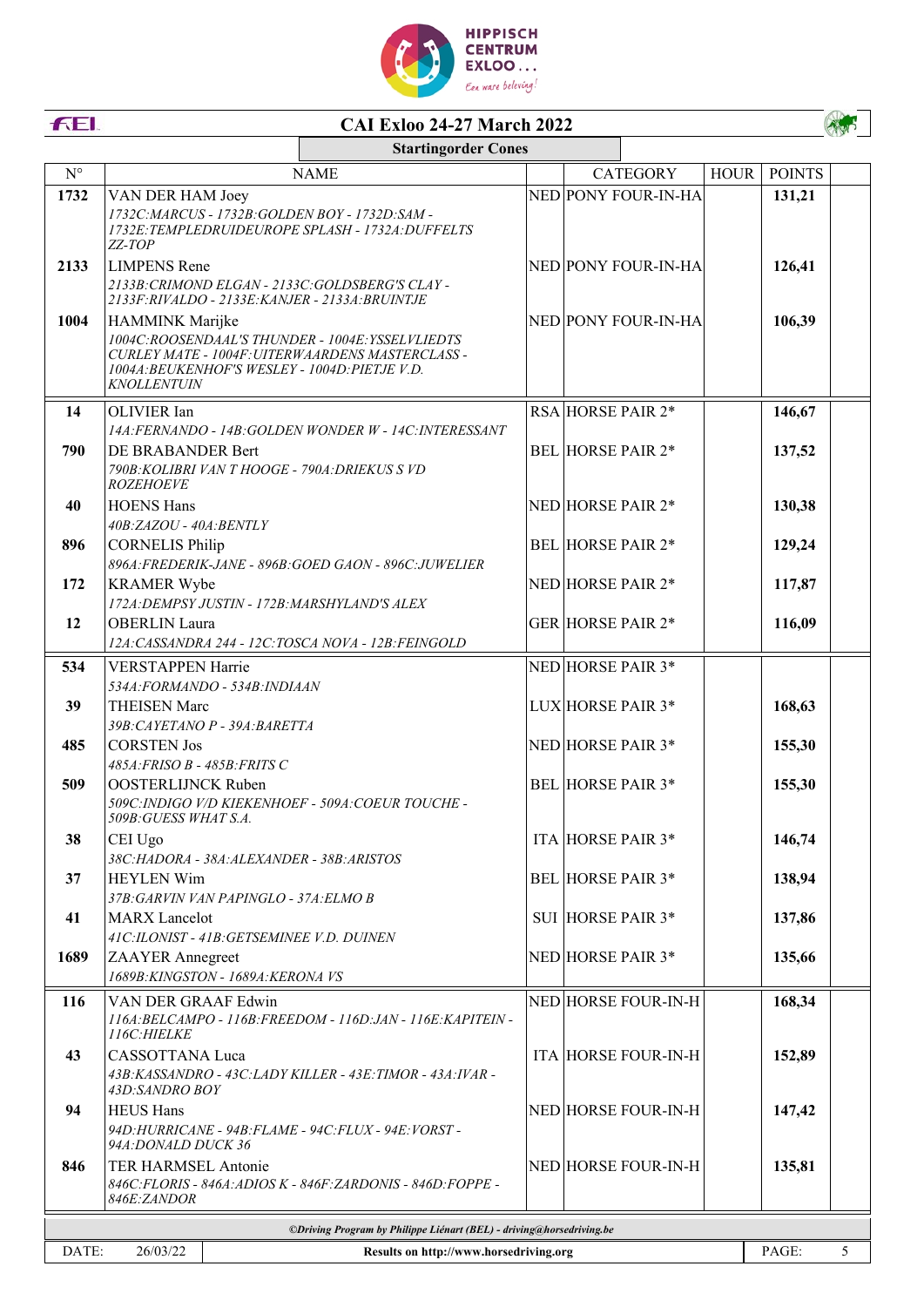# CAI Exloo 24-27 March 2022

## Startingorder Cones

| N° | NAME | | CATEGORY | HOUR | POINTS | |
|---|---|---|---|---|---|---|
| 1732 | VAN DER HAM Joey<br>*1732C:MARCUS - 1732B:GOLDEN BOY - 1732D:SAM - 1732E:TEMPLEDRUIDEUROPE SPLASH - 1732A:DUFFELTS ZZ-TOP* | NED | PONY FOUR-IN-HA | | 131,21 | |
| 2133 | LIMPENS Rene<br>*2133B:CRIMOND ELGAN - 2133C:GOLDSBERG'S CLAY - 2133F:RIVALDO - 2133E:KANJER - 2133A:BRUINTJE* | NED | PONY FOUR-IN-HA | | 126,41 | |
| 1004 | HAMMINK Marijke<br>*1004C:ROOSENDAAL'S THUNDER - 1004E:YSSELVLIEDTS CURLEY MATE - 1004F:UITERWAARDENS MASTERCLASS - 1004A:BEUKENHOF'S WESLEY - 1004D:PIETJE V.D. KNOLLENTUIN* | NED | PONY FOUR-IN-HA | | 106,39 | |
| 14 | OLIVIER Ian<br>*14A:FERNANDO - 14B:GOLDEN WONDER W - 14C:INTERESSANT* | RSA | HORSE PAIR 2* | | 146,67 | |
| 790 | DE BRABANDER Bert<br>*790B:KOLIBRI VAN T HOOGE - 790A:DRIEKUS S VD ROZEHOEVE* | BEL | HORSE PAIR 2* | | 137,52 | |
| 40 | HOENS Hans<br>*40B:ZAZOU - 40A:BENTLY* | NED | HORSE PAIR 2* | | 130,38 | |
| 896 | CORNELIS Philip<br>*896A:FREDERIK-JANE - 896B:GOED GAON - 896C:JUWELIER* | BEL | HORSE PAIR 2* | | 129,24 | |
| 172 | KRAMER Wybe<br>*172A:DEMPSY JUSTIN - 172B:MARSHYLAND'S ALEX* | NED | HORSE PAIR 2* | | 117,87 | |
| 12 | OBERLIN Laura<br>*12A:CASSANDRA 244 - 12C:TOSCA NOVA - 12B:FEINGOLD* | GER | HORSE PAIR 2* | | 116,09 | |
| 534 | VERSTAPPEN Harrie<br>*534A:FORMANDO - 534B:INDIAAN* | NED | HORSE PAIR 3* | | | |
| 39 | THEISEN Marc<br>*39B:CAYETANO P - 39A:BARETTA* | LUX | HORSE PAIR 3* | | 168,63 | |
| 485 | CORSTEN Jos<br>*485A:FRISO B - 485B:FRITS C* | NED | HORSE PAIR 3* | | 155,30 | |
| 509 | OOSTERLIJNCK Ruben<br>*509C:INDIGO V/D KIEKENHOEF - 509A:COEUR TOUCHE - 509B:GUESS WHAT S.A.* | BEL | HORSE PAIR 3* | | 155,30 | |
| 38 | CEI Ugo<br>*38C:HADORA - 38A:ALEXANDER - 38B:ARISTOS* | ITA | HORSE PAIR 3* | | 146,74 | |
| 37 | HEYLEN Wim<br>*37B:GARVIN VAN PAPINGLO - 37A:ELMO B* | BEL | HORSE PAIR 3* | | 138,94 | |
| 41 | MARX Lancelot<br>*41C:ILONIST - 41B:GETSEMINEE V.D. DUINEN* | SUI | HORSE PAIR 3* | | 137,86 | |
| 1689 | ZAAYER Annegreet<br>*1689B:KINGSTON - 1689A:KERONA VS* | NED | HORSE PAIR 3* | | 135,66 | |
| 116 | VAN DER GRAAF Edwin<br>*116A:BELCAMPO - 116B:FREEDOM - 116D:JAN - 116E:KAPITEIN - 116C:HIELKE* | NED | HORSE FOUR-IN-H | | 168,34 | |
| 43 | CASSOTTANA Luca<br>*43B:KASSANDRO - 43C:LADY KILLER - 43E:TIMOR - 43A:IVAR - 43D:SANDRO BOY* | ITA | HORSE FOUR-IN-H | | 152,89 | |
| 94 | HEUS Hans<br>*94D:HURRICANE - 94B:FLAME - 94C:FLUX - 94E:VORST - 94A:DONALD DUCK 36* | NED | HORSE FOUR-IN-H | | 147,42 | |
| 846 | TER HARMSEL Antonie<br>*846C:FLORIS - 846A:ADIOS K - 846F:ZARDONIS - 846D:FOPPE - 846E:ZANDOR* | NED | HORSE FOUR-IN-H | | 135,81 | |

*©Driving Program by Philippe Liénart (BEL) - driving@horsedriving.be*

DATE: 26/03/22 — Results on http://www.horsedriving.org